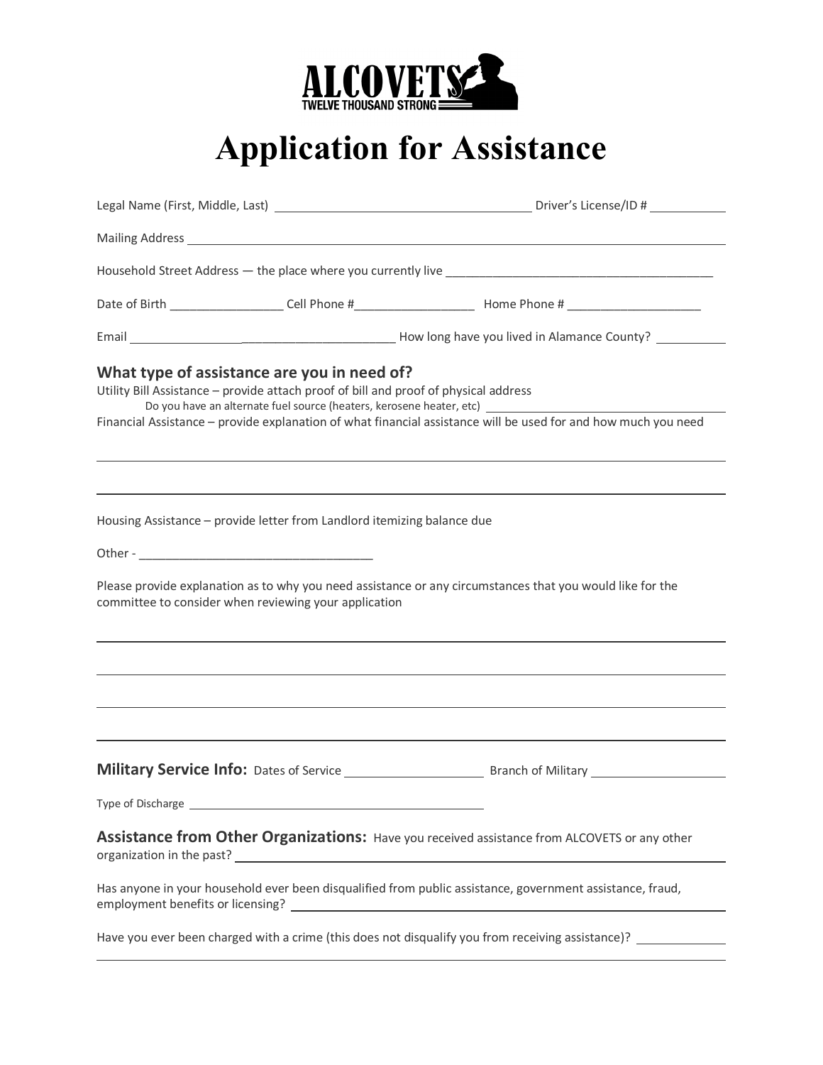ALCOVETS
TWELVE THOUSAND STRONG

# Application for Assistance

Legal Name (First, Middle, Last) ______________________________ Driver's License/ID # __________

Mailing Address ____________________________________________________________

Household Street Address — the place where you currently live ______________________________

Date of Birth ________________ Cell Phone #_________________ Home Phone # ___________________

Email ________________________________ How long have you lived in Alamance County? __________

## What type of assistance are you in need of?

Utility Bill Assistance – provide attach proof of bill and proof of physical address

Do you have an alternate fuel source (heaters, kerosene heater, etc) ____________________

Financial Assistance – provide explanation of what financial assistance will be used for and how much you need

____________________________________________________________

____________________________________________________________

Housing Assistance – provide letter from Landlord itemizing balance due

Other - ___________________________________

Please provide explanation as to why you need assistance or any circumstances that you would like for the committee to consider when reviewing your application

____________________________________________________________

____________________________________________________________

____________________________________________________________

____________________________________________________________

**Military Service Info:** Dates of Service ___________________ Branch of Military ___________________

Type of Discharge ______________________________________

**Assistance from Other Organizations:** Have you received assistance from ALCOVETS or any other organization in the past? ____________________________________________

Has anyone in your household ever been disqualified from public assistance, government assistance, fraud, employment benefits or licensing? ______________________________

Have you ever been charged with a crime (this does not disqualify you from receiving assistance)? __________

____________________________________________________________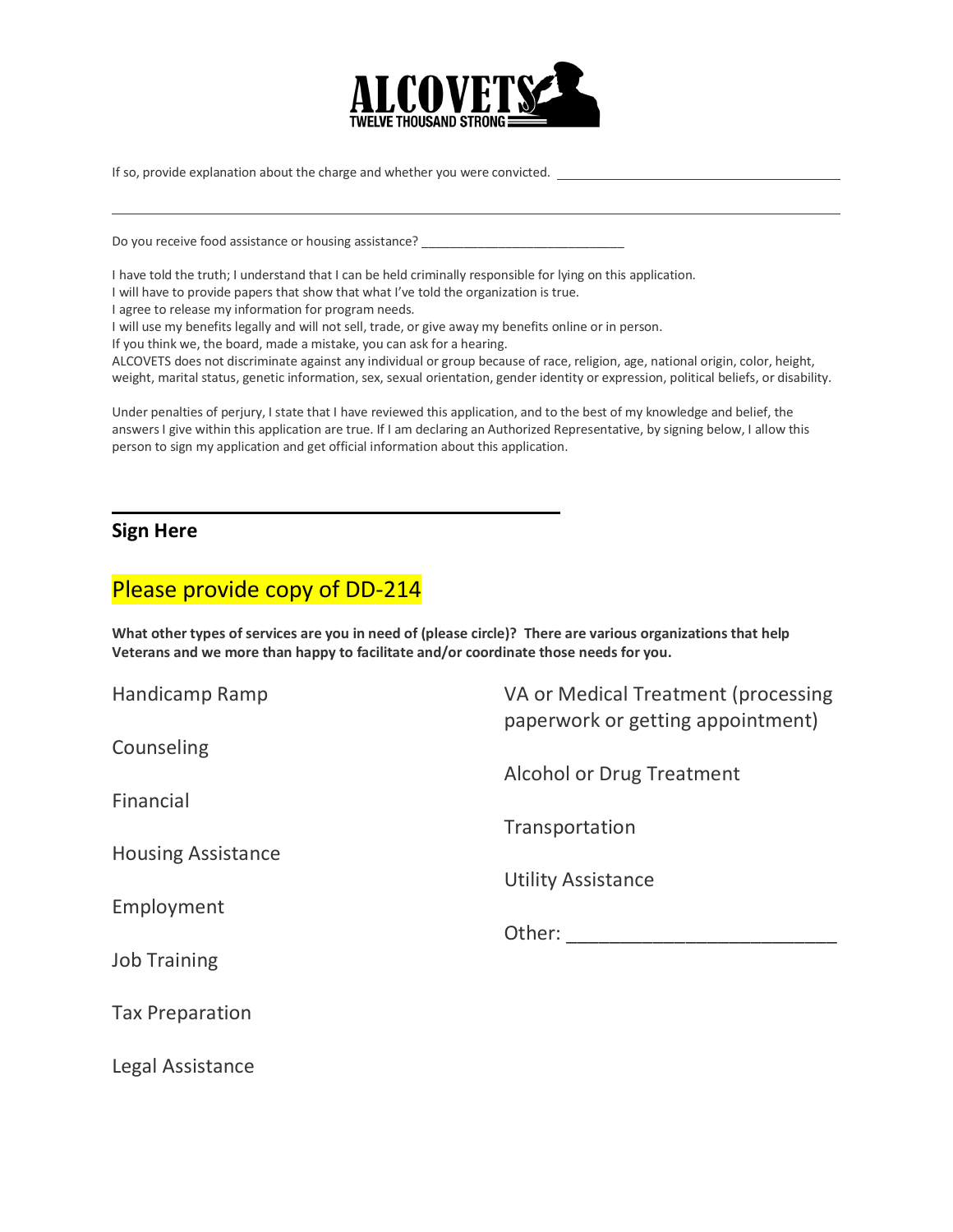ALCOVETS
TWELVE THOUSAND STRONG

If so, provide explanation about the charge and whether you were convicted. ________________________________________

______________________________________________________________________________________________

Do you receive food assistance or housing assistance? _____________________________

I have told the truth; I understand that I can be held criminally responsible for lying on this application.
I will have to provide papers that show that what I've told the organization is true.
I agree to release my information for program needs.
I will use my benefits legally and will not sell, trade, or give away my benefits online or in person.
If you think we, the board, made a mistake, you can ask for a hearing.
ALCOVETS does not discriminate against any individual or group because of race, religion, age, national origin, color, height, weight, marital status, genetic information, sex, sexual orientation, gender identity or expression, political beliefs, or disability.

Under penalties of perjury, I state that I have reviewed this application, and to the best of my knowledge and belief, the answers I give within this application are true. If I am declaring an Authorized Representative, by signing below, I allow this person to sign my application and get official information about this application.

______________________________________________

**Sign Here**

## Please provide copy of DD-214

**What other types of services are you in need of (please circle)? There are various organizations that help Veterans and we more than happy to facilitate and/or coordinate those needs for you.**

Handicamp Ramp

Counseling

Financial

Housing Assistance

Employment

Job Training

Tax Preparation

Legal Assistance

VA or Medical Treatment (processing paperwork or getting appointment)

Alcohol or Drug Treatment

Transportation

Utility Assistance

Other: _________________________